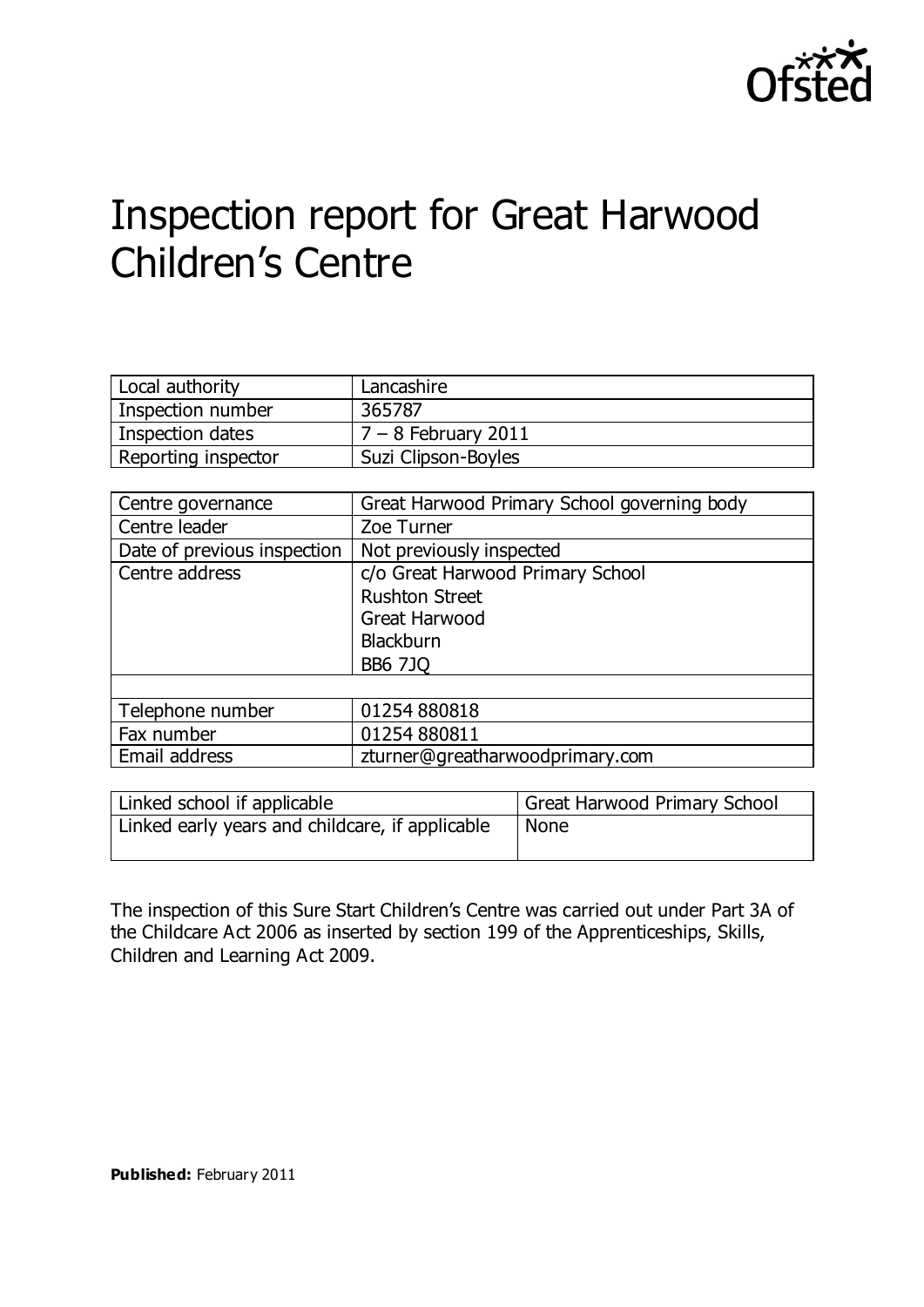Ofsted

# Inspection report for Great Harwood Children's Centre

| Local authority | Lancashire |
| --- | --- |
| Inspection number | 365787 |
| Inspection dates | 7 – 8 February 2011 |
| Reporting inspector | Suzi Clipson-Boyles |

| Centre governance | Great Harwood Primary School governing body |
| --- | --- |
| Centre leader | Zoe Turner |
| Date of previous inspection | Not previously inspected |
| Centre address | c/o Great Harwood Primary School<br>Rushton Street<br>Great Harwood<br>Blackburn<br>BB6 7JQ |
| | |
| Telephone number | 01254 880818 |
| Fax number | 01254 880811 |
| Email address | zturner@greatharwoodprimary.com |

| Linked school if applicable | Great Harwood Primary School |
| --- | --- |
| Linked early years and childcare, if applicable | None |

The inspection of this Sure Start Children's Centre was carried out under Part 3A of the Childcare Act 2006 as inserted by section 199 of the Apprenticeships, Skills, Children and Learning Act 2009.

**Published:** February 2011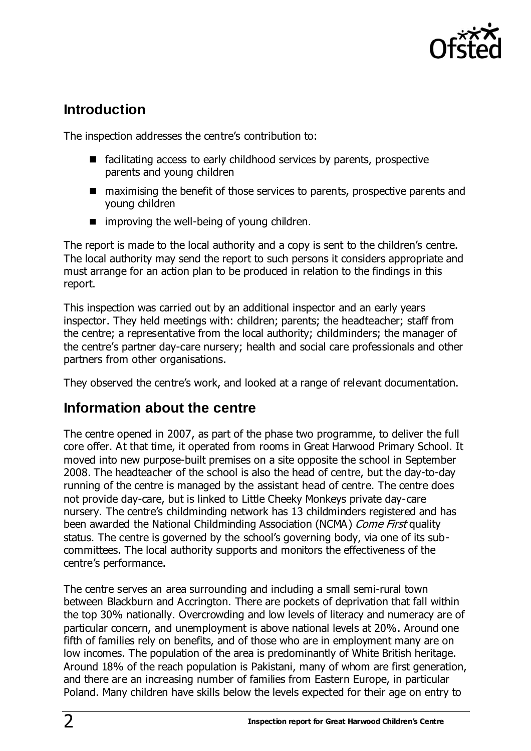## Introduction

The inspection addresses the centre's contribution to:

- facilitating access to early childhood services by parents, prospective parents and young children
- maximising the benefit of those services to parents, prospective parents and young children
- improving the well-being of young children.

The report is made to the local authority and a copy is sent to the children's centre. The local authority may send the report to such persons it considers appropriate and must arrange for an action plan to be produced in relation to the findings in this report.

This inspection was carried out by an additional inspector and an early years inspector. They held meetings with: children; parents; the headteacher; staff from the centre; a representative from the local authority; childminders; the manager of the centre's partner day-care nursery; health and social care professionals and other partners from other organisations.

They observed the centre's work, and looked at a range of relevant documentation.

## Information about the centre

The centre opened in 2007, as part of the phase two programme, to deliver the full core offer. At that time, it operated from rooms in Great Harwood Primary School. It moved into new purpose-built premises on a site opposite the school in September 2008. The headteacher of the school is also the head of centre, but the day-to-day running of the centre is managed by the assistant head of centre. The centre does not provide day-care, but is linked to Little Cheeky Monkeys private day-care nursery. The centre's childminding network has 13 childminders registered and has been awarded the National Childminding Association (NCMA) *Come First* quality status. The centre is governed by the school's governing body, via one of its sub-committees. The local authority supports and monitors the effectiveness of the centre's performance.

The centre serves an area surrounding and including a small semi-rural town between Blackburn and Accrington. There are pockets of deprivation that fall within the top 30% nationally. Overcrowding and low levels of literacy and numeracy are of particular concern, and unemployment is above national levels at 20%. Around one fifth of families rely on benefits, and of those who are in employment many are on low incomes. The population of the area is predominantly of White British heritage. Around 18% of the reach population is Pakistani, many of whom are first generation, and there are an increasing number of families from Eastern Europe, in particular Poland. Many children have skills below the levels expected for their age on entry to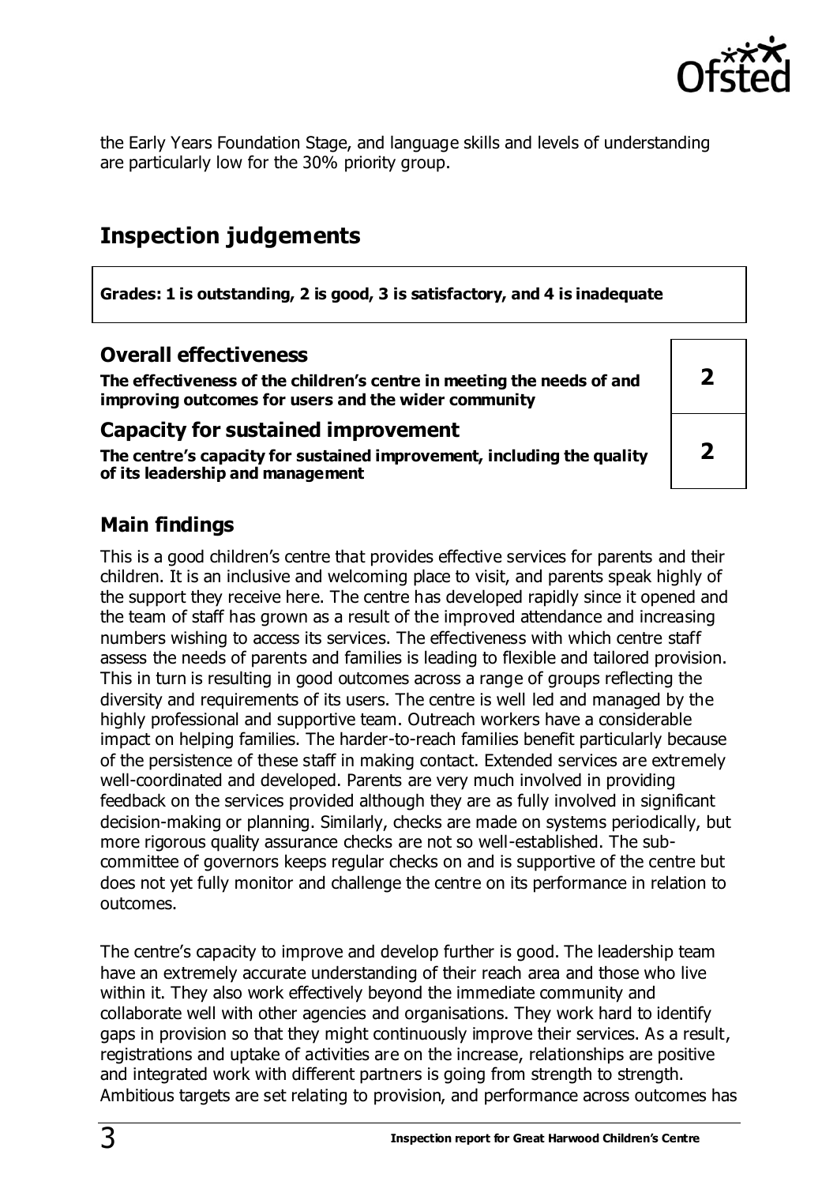the Early Years Foundation Stage, and language skills and levels of understanding are particularly low for the 30% priority group.

## Inspection judgements

**Grades: 1 is outstanding, 2 is good, 3 is satisfactory, and 4 is inadequate**

| | |
|---|---|
| **Overall effectiveness**<br>**The effectiveness of the children's centre in meeting the needs of and improving outcomes for users and the wider community** | **2** |
| **Capacity for sustained improvement**<br>**The centre's capacity for sustained improvement, including the quality of its leadership and management** | **2** |

### Main findings

This is a good children's centre that provides effective services for parents and their children. It is an inclusive and welcoming place to visit, and parents speak highly of the support they receive here. The centre has developed rapidly since it opened and the team of staff has grown as a result of the improved attendance and increasing numbers wishing to access its services. The effectiveness with which centre staff assess the needs of parents and families is leading to flexible and tailored provision. This in turn is resulting in good outcomes across a range of groups reflecting the diversity and requirements of its users. The centre is well led and managed by the highly professional and supportive team. Outreach workers have a considerable impact on helping families. The harder-to-reach families benefit particularly because of the persistence of these staff in making contact. Extended services are extremely well-coordinated and developed. Parents are very much involved in providing feedback on the services provided although they are as fully involved in significant decision-making or planning. Similarly, checks are made on systems periodically, but more rigorous quality assurance checks are not so well-established. The sub-committee of governors keeps regular checks on and is supportive of the centre but does not yet fully monitor and challenge the centre on its performance in relation to outcomes.

The centre's capacity to improve and develop further is good. The leadership team have an extremely accurate understanding of their reach area and those who live within it. They also work effectively beyond the immediate community and collaborate well with other agencies and organisations. They work hard to identify gaps in provision so that they might continuously improve their services. As a result, registrations and uptake of activities are on the increase, relationships are positive and integrated work with different partners is going from strength to strength. Ambitious targets are set relating to provision, and performance across outcomes has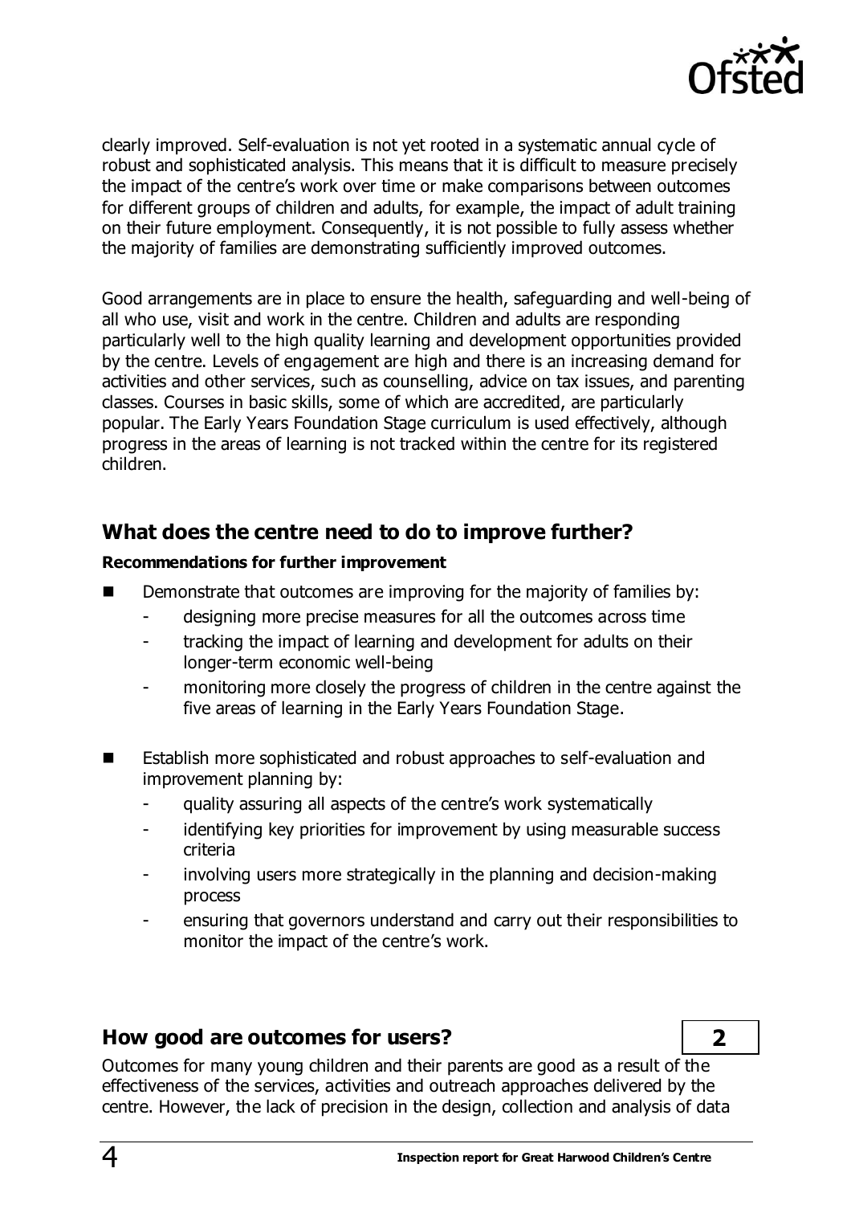clearly improved. Self-evaluation is not yet rooted in a systematic annual cycle of robust and sophisticated analysis. This means that it is difficult to measure precisely the impact of the centre's work over time or make comparisons between outcomes for different groups of children and adults, for example, the impact of adult training on their future employment. Consequently, it is not possible to fully assess whether the majority of families are demonstrating sufficiently improved outcomes.

Good arrangements are in place to ensure the health, safeguarding and well-being of all who use, visit and work in the centre. Children and adults are responding particularly well to the high quality learning and development opportunities provided by the centre. Levels of engagement are high and there is an increasing demand for activities and other services, such as counselling, advice on tax issues, and parenting classes. Courses in basic skills, some of which are accredited, are particularly popular. The Early Years Foundation Stage curriculum is used effectively, although progress in the areas of learning is not tracked within the centre for its registered children.

## What does the centre need to do to improve further?

**Recommendations for further improvement**

- Demonstrate that outcomes are improving for the majority of families by:
  - designing more precise measures for all the outcomes across time
  - tracking the impact of learning and development for adults on their longer-term economic well-being
  - monitoring more closely the progress of children in the centre against the five areas of learning in the Early Years Foundation Stage.
- Establish more sophisticated and robust approaches to self-evaluation and improvement planning by:
  - quality assuring all aspects of the centre's work systematically
  - identifying key priorities for improvement by using measurable success criteria
  - involving users more strategically in the planning and decision-making process
  - ensuring that governors understand and carry out their responsibilities to monitor the impact of the centre's work.

## How good are outcomes for users? **2**

Outcomes for many young children and their parents are good as a result of the effectiveness of the services, activities and outreach approaches delivered by the centre. However, the lack of precision in the design, collection and analysis of data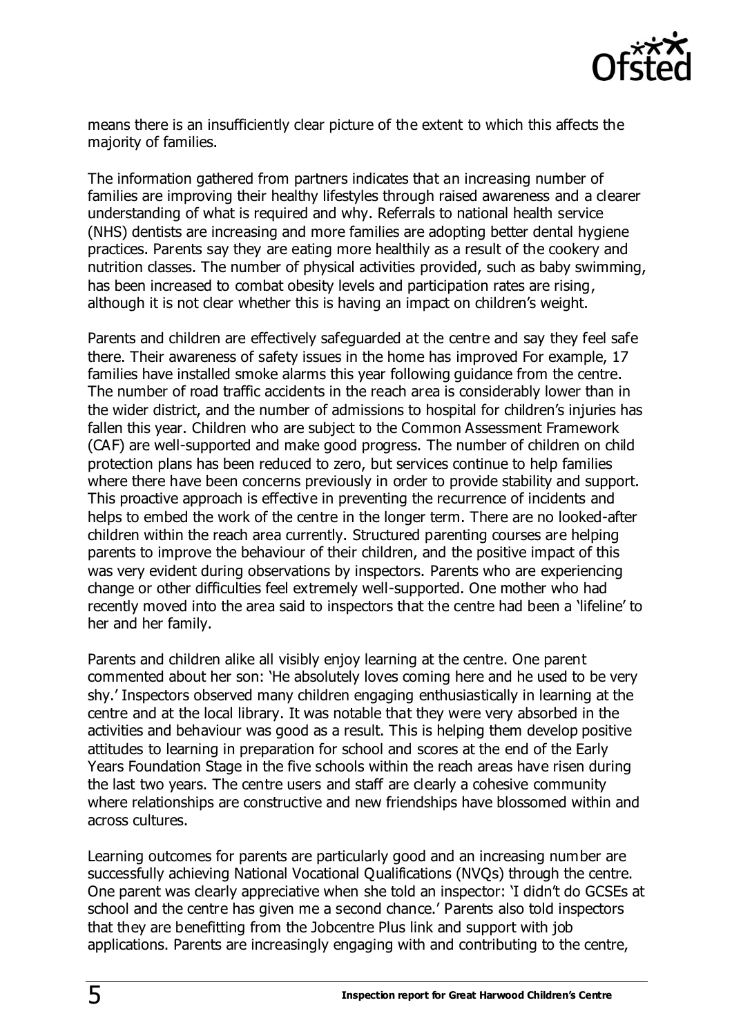means there is an insufficiently clear picture of the extent to which this affects the majority of families.

The information gathered from partners indicates that an increasing number of families are improving their healthy lifestyles through raised awareness and a clearer understanding of what is required and why. Referrals to national health service (NHS) dentists are increasing and more families are adopting better dental hygiene practices. Parents say they are eating more healthily as a result of the cookery and nutrition classes. The number of physical activities provided, such as baby swimming, has been increased to combat obesity levels and participation rates are rising, although it is not clear whether this is having an impact on children's weight.

Parents and children are effectively safeguarded at the centre and say they feel safe there. Their awareness of safety issues in the home has improved For example, 17 families have installed smoke alarms this year following guidance from the centre. The number of road traffic accidents in the reach area is considerably lower than in the wider district, and the number of admissions to hospital for children's injuries has fallen this year. Children who are subject to the Common Assessment Framework (CAF) are well-supported and make good progress. The number of children on child protection plans has been reduced to zero, but services continue to help families where there have been concerns previously in order to provide stability and support. This proactive approach is effective in preventing the recurrence of incidents and helps to embed the work of the centre in the longer term. There are no looked-after children within the reach area currently. Structured parenting courses are helping parents to improve the behaviour of their children, and the positive impact of this was very evident during observations by inspectors. Parents who are experiencing change or other difficulties feel extremely well-supported. One mother who had recently moved into the area said to inspectors that the centre had been a 'lifeline' to her and her family.

Parents and children alike all visibly enjoy learning at the centre. One parent commented about her son: 'He absolutely loves coming here and he used to be very shy.' Inspectors observed many children engaging enthusiastically in learning at the centre and at the local library. It was notable that they were very absorbed in the activities and behaviour was good as a result. This is helping them develop positive attitudes to learning in preparation for school and scores at the end of the Early Years Foundation Stage in the five schools within the reach areas have risen during the last two years. The centre users and staff are clearly a cohesive community where relationships are constructive and new friendships have blossomed within and across cultures.

Learning outcomes for parents are particularly good and an increasing number are successfully achieving National Vocational Qualifications (NVQs) through the centre. One parent was clearly appreciative when she told an inspector: 'I didn't do GCSEs at school and the centre has given me a second chance.' Parents also told inspectors that they are benefitting from the Jobcentre Plus link and support with job applications. Parents are increasingly engaging with and contributing to the centre,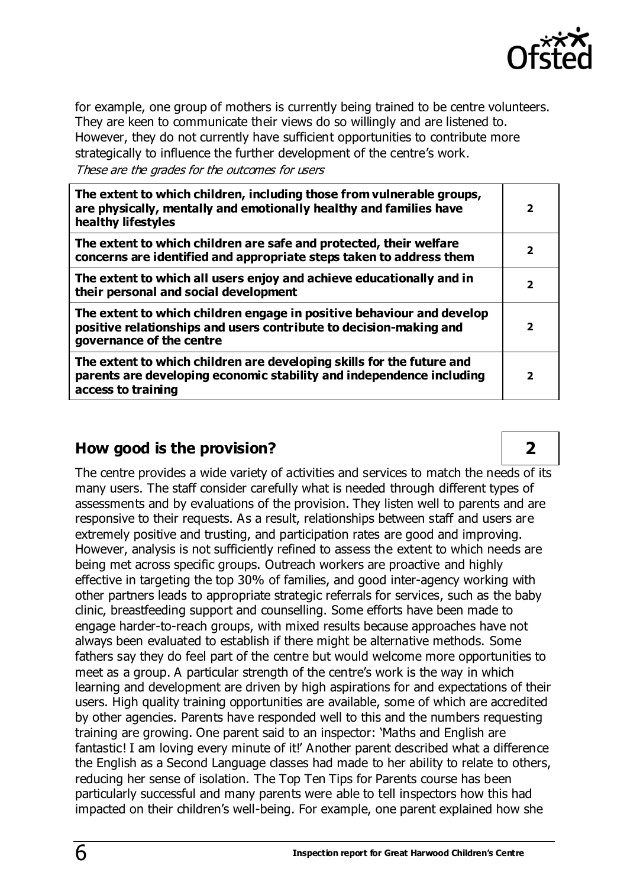for example, one group of mothers is currently being trained to be centre volunteers. They are keen to communicate their views do so willingly and are listened to. However, they do not currently have sufficient opportunities to contribute more strategically to influence the further development of the centre's work.

*These are the grades for the outcomes for users*

| | |
|---|---|
| **The extent to which children, including those from vulnerable groups, are physically, mentally and emotionally healthy and families have healthy lifestyles** | **2** |
| **The extent to which children are safe and protected, their welfare concerns are identified and appropriate steps taken to address them** | **2** |
| **The extent to which all users enjoy and achieve educationally and in their personal and social development** | **2** |
| **The extent to which children engage in positive behaviour and develop positive relationships and users contribute to decision-making and governance of the centre** | **2** |
| **The extent to which children are developing skills for the future and parents are developing economic stability and independence including access to training** | **2** |

## How good is the provision? 2

The centre provides a wide variety of activities and services to match the needs of its many users. The staff consider carefully what is needed through different types of assessments and by evaluations of the provision. They listen well to parents and are responsive to their requests. As a result, relationships between staff and users are extremely positive and trusting, and participation rates are good and improving. However, analysis is not sufficiently refined to assess the extent to which needs are being met across specific groups. Outreach workers are proactive and highly effective in targeting the top 30% of families, and good inter-agency working with other partners leads to appropriate strategic referrals for services, such as the baby clinic, breastfeeding support and counselling. Some efforts have been made to engage harder-to-reach groups, with mixed results because approaches have not always been evaluated to establish if there might be alternative methods. Some fathers say they do feel part of the centre but would welcome more opportunities to meet as a group. A particular strength of the centre's work is the way in which learning and development are driven by high aspirations for and expectations of their users. High quality training opportunities are available, some of which are accredited by other agencies. Parents have responded well to this and the numbers requesting training are growing. One parent said to an inspector: 'Maths and English are fantastic! I am loving every minute of it!' Another parent described what a difference the English as a Second Language classes had made to her ability to relate to others, reducing her sense of isolation. The Top Ten Tips for Parents course has been particularly successful and many parents were able to tell inspectors how this had impacted on their children's well-being. For example, one parent explained how she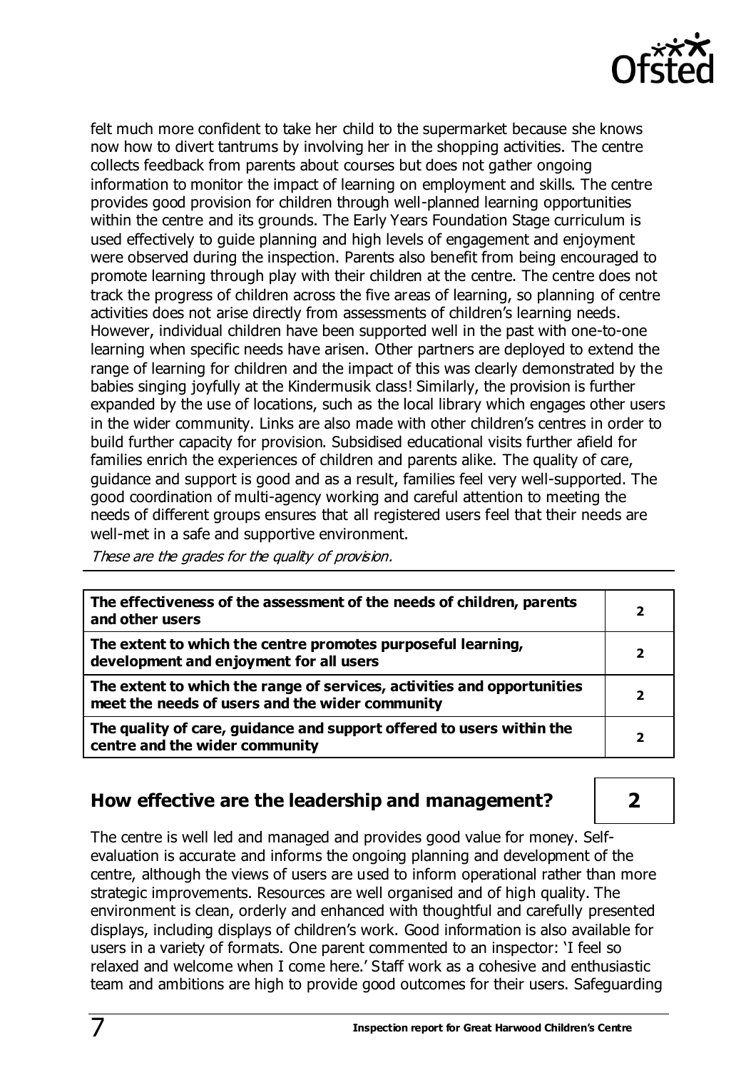felt much more confident to take her child to the supermarket because she knows now how to divert tantrums by involving her in the shopping activities. The centre collects feedback from parents about courses but does not gather ongoing information to monitor the impact of learning on employment and skills. The centre provides good provision for children through well-planned learning opportunities within the centre and its grounds. The Early Years Foundation Stage curriculum is used effectively to guide planning and high levels of engagement and enjoyment were observed during the inspection. Parents also benefit from being encouraged to promote learning through play with their children at the centre. The centre does not track the progress of children across the five areas of learning, so planning of centre activities does not arise directly from assessments of children's learning needs. However, individual children have been supported well in the past with one-to-one learning when specific needs have arisen. Other partners are deployed to extend the range of learning for children and the impact of this was clearly demonstrated by the babies singing joyfully at the Kindermusik class! Similarly, the provision is further expanded by the use of locations, such as the local library which engages other users in the wider community. Links are also made with other children's centres in order to build further capacity for provision. Subsidised educational visits further afield for families enrich the experiences of children and parents alike. The quality of care, guidance and support is good and as a result, families feel very well-supported. The good coordination of multi-agency working and careful attention to meeting the needs of different groups ensures that all registered users feel that their needs are well-met in a safe and supportive environment.

*These are the grades for the quality of provision.*

| | |
|---|---|
| **The effectiveness of the assessment of the needs of children, parents and other users** | **2** |
| **The extent to which the centre promotes purposeful learning, development and enjoyment for all users** | **2** |
| **The extent to which the range of services, activities and opportunities meet the needs of users and the wider community** | **2** |
| **The quality of care, guidance and support offered to users within the centre and the wider community** | **2** |

## How effective are the leadership and management? **2**

The centre is well led and managed and provides good value for money. Self-evaluation is accurate and informs the ongoing planning and development of the centre, although the views of users are used to inform operational rather than more strategic improvements. Resources are well organised and of high quality. The environment is clean, orderly and enhanced with thoughtful and carefully presented displays, including displays of children's work. Good information is also available for users in a variety of formats. One parent commented to an inspector: 'I feel so relaxed and welcome when I come here.' Staff work as a cohesive and enthusiastic team and ambitions are high to provide good outcomes for their users. Safeguarding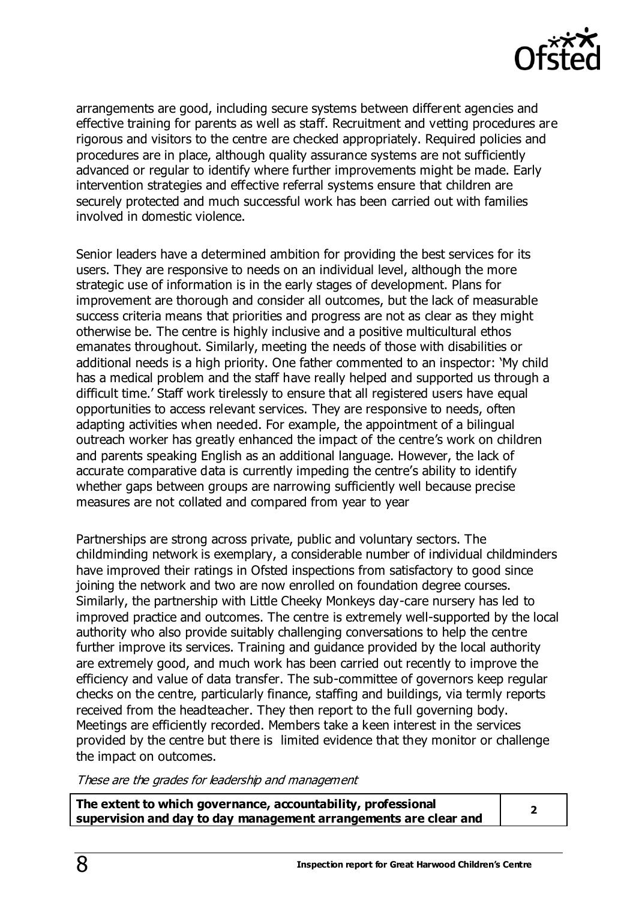arrangements are good, including secure systems between different agencies and effective training for parents as well as staff. Recruitment and vetting procedures are rigorous and visitors to the centre are checked appropriately. Required policies and procedures are in place, although quality assurance systems are not sufficiently advanced or regular to identify where further improvements might be made. Early intervention strategies and effective referral systems ensure that children are securely protected and much successful work has been carried out with families involved in domestic violence.

Senior leaders have a determined ambition for providing the best services for its users. They are responsive to needs on an individual level, although the more strategic use of information is in the early stages of development. Plans for improvement are thorough and consider all outcomes, but the lack of measurable success criteria means that priorities and progress are not as clear as they might otherwise be. The centre is highly inclusive and a positive multicultural ethos emanates throughout. Similarly, meeting the needs of those with disabilities or additional needs is a high priority. One father commented to an inspector: 'My child has a medical problem and the staff have really helped and supported us through a difficult time.' Staff work tirelessly to ensure that all registered users have equal opportunities to access relevant services. They are responsive to needs, often adapting activities when needed. For example, the appointment of a bilingual outreach worker has greatly enhanced the impact of the centre's work on children and parents speaking English as an additional language. However, the lack of accurate comparative data is currently impeding the centre's ability to identify whether gaps between groups are narrowing sufficiently well because precise measures are not collated and compared from year to year

Partnerships are strong across private, public and voluntary sectors. The childminding network is exemplary, a considerable number of individual childminders have improved their ratings in Ofsted inspections from satisfactory to good since joining the network and two are now enrolled on foundation degree courses. Similarly, the partnership with Little Cheeky Monkeys day-care nursery has led to improved practice and outcomes. The centre is extremely well-supported by the local authority who also provide suitably challenging conversations to help the centre further improve its services. Training and guidance provided by the local authority are extremely good, and much work has been carried out recently to improve the efficiency and value of data transfer. The sub-committee of governors keep regular checks on the centre, particularly finance, staffing and buildings, via termly reports received from the headteacher. They then report to the full governing body. Meetings are efficiently recorded. Members take a keen interest in the services provided by the centre but there is limited evidence that they monitor or challenge the impact on outcomes.

*These are the grades for leadership and management*

| | |
|---|---|
| **The extent to which governance, accountability, professional supervision and day to day management arrangements are clear and** | 2 |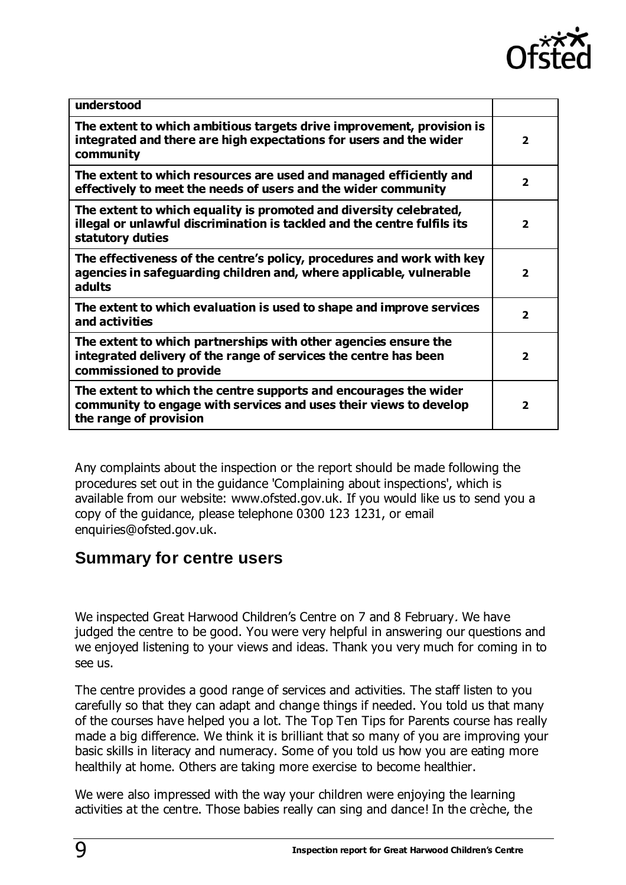| | |
|---|---|
| **understood** | |
| **The extent to which ambitious targets drive improvement, provision is integrated and there are high expectations for users and the wider community** | **2** |
| **The extent to which resources are used and managed efficiently and effectively to meet the needs of users and the wider community** | **2** |
| **The extent to which equality is promoted and diversity celebrated, illegal or unlawful discrimination is tackled and the centre fulfils its statutory duties** | **2** |
| **The effectiveness of the centre's policy, procedures and work with key agencies in safeguarding children and, where applicable, vulnerable adults** | **2** |
| **The extent to which evaluation is used to shape and improve services and activities** | **2** |
| **The extent to which partnerships with other agencies ensure the integrated delivery of the range of services the centre has been commissioned to provide** | **2** |
| **The extent to which the centre supports and encourages the wider community to engage with services and uses their views to develop the range of provision** | **2** |

Any complaints about the inspection or the report should be made following the procedures set out in the guidance 'Complaining about inspections', which is available from our website: www.ofsted.gov.uk. If you would like us to send you a copy of the guidance, please telephone 0300 123 1231, or email enquiries@ofsted.gov.uk.

## Summary for centre users

We inspected Great Harwood Children's Centre on 7 and 8 February. We have judged the centre to be good. You were very helpful in answering our questions and we enjoyed listening to your views and ideas. Thank you very much for coming in to see us.

The centre provides a good range of services and activities. The staff listen to you carefully so that they can adapt and change things if needed. You told us that many of the courses have helped you a lot. The Top Ten Tips for Parents course has really made a big difference. We think it is brilliant that so many of you are improving your basic skills in literacy and numeracy. Some of you told us how you are eating more healthily at home. Others are taking more exercise to become healthier.

We were also impressed with the way your children were enjoying the learning activities at the centre. Those babies really can sing and dance! In the crèche, the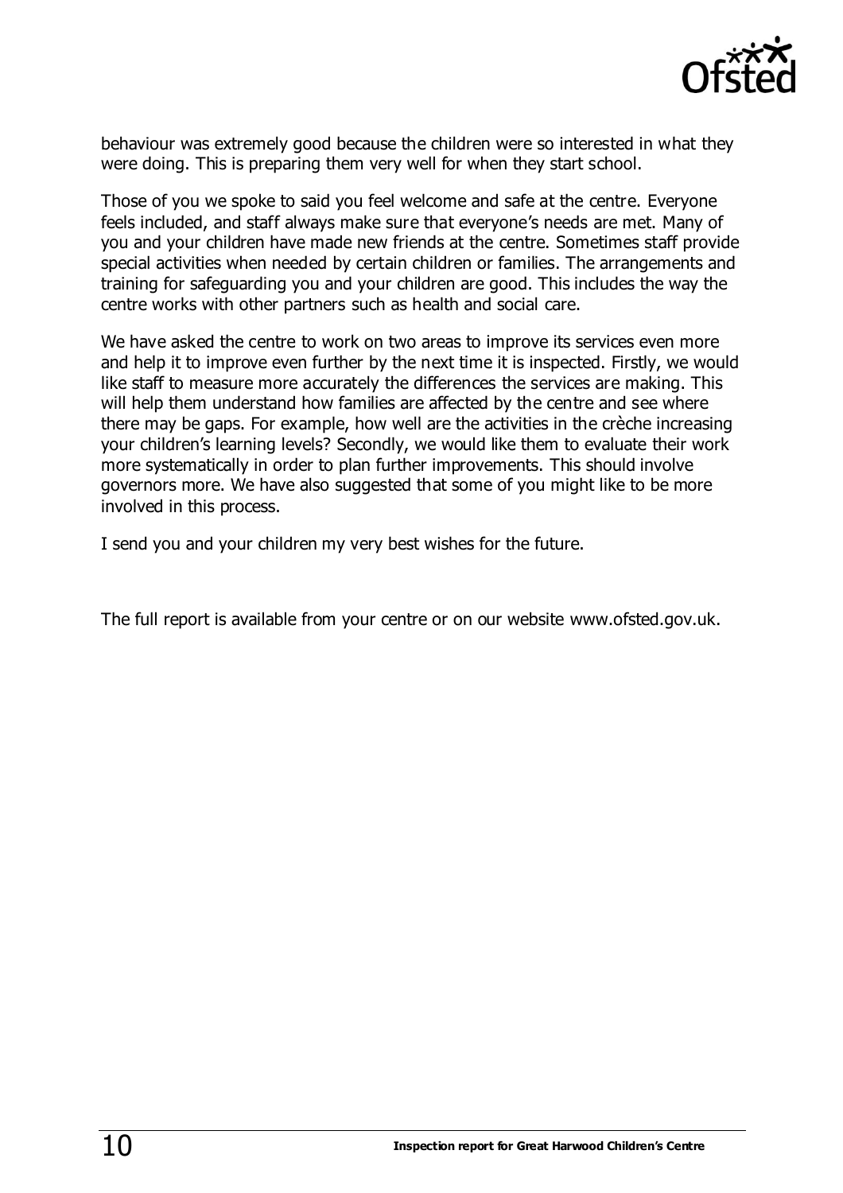behaviour was extremely good because the children were so interested in what they were doing. This is preparing them very well for when they start school.

Those of you we spoke to said you feel welcome and safe at the centre. Everyone feels included, and staff always make sure that everyone's needs are met. Many of you and your children have made new friends at the centre. Sometimes staff provide special activities when needed by certain children or families. The arrangements and training for safeguarding you and your children are good. This includes the way the centre works with other partners such as health and social care.

We have asked the centre to work on two areas to improve its services even more and help it to improve even further by the next time it is inspected. Firstly, we would like staff to measure more accurately the differences the services are making. This will help them understand how families are affected by the centre and see where there may be gaps. For example, how well are the activities in the crèche increasing your children's learning levels? Secondly, we would like them to evaluate their work more systematically in order to plan further improvements. This should involve governors more. We have also suggested that some of you might like to be more involved in this process.

I send you and your children my very best wishes for the future.

The full report is available from your centre or on our website www.ofsted.gov.uk.